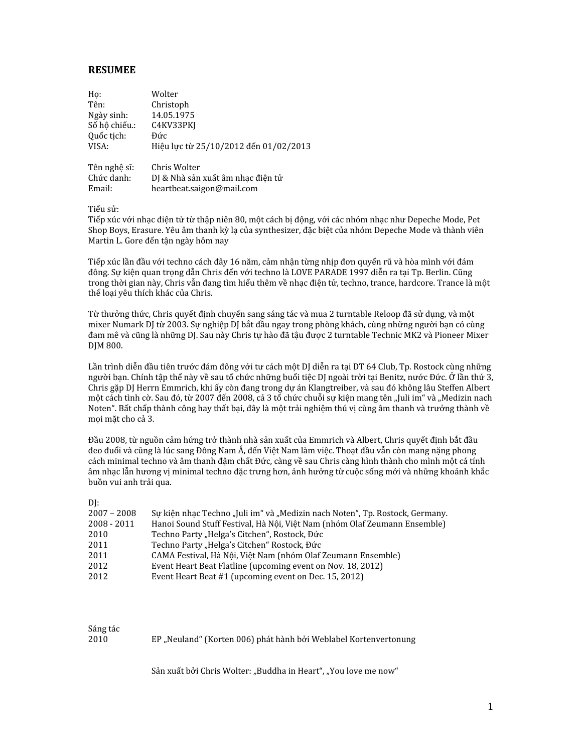# RESUMEE

| | |
|---|---|
| Họ: | Wolter |
| Tên: | Christoph |
| Ngày sinh: | 14.05.1975 |
| Số hộ chiếu.: | C4KV33PKJ |
| Quốc tịch: | Đức |
| VISA: | Hiệu lực từ 25/10/2012 đến 01/02/2013 |

| | |
|---|---|
| Tên nghệ sĩ: | Chris Wolter |
| Chức danh: | DJ & Nhà sản xuất âm nhạc điện tử |
| Email: | heartbeat.saigon@mail.com |

Tiểu sử:
Tiếp xúc với nhạc điện tử từ thập niên 80, một cách bị động, với các nhóm nhạc như Depeche Mode, Pet Shop Boys, Erasure. Yêu âm thanh kỳ lạ của synthesizer, đặc biệt của nhóm Depeche Mode và thành viên Martin L. Gore đến tận ngày hôm nay

Tiếp xúc lần đầu với techno cách đây 16 năm, cảm nhận từng nhịp đơn quyến rũ và hòa mình với đám đông. Sự kiện quan trọng dẫn Chris đến với techno là LOVE PARADE 1997 diễn ra tại Tp. Berlin. Cũng trong thời gian này, Chris vẫn đang tìm hiểu thêm về nhạc điện tử, techno, trance, hardcore. Trance là một thể loại yêu thích khác của Chris.

Từ thưởng thức, Chris quyết định chuyển sang sáng tác và mua 2 turntable Reloop đã sử dụng, và một mixer Numark DJ từ 2003. Sự nghiệp DJ bắt đầu ngay trong phòng khách, cùng những người bạn có cùng đam mê và cũng là những DJ. Sau này Chris tự hào đã tậu được 2 turntable Technic MK2 và Pioneer Mixer DJM 800.

Lần trình diễn đầu tiên trước đám đông với tư cách một DJ diễn ra tại DT 64 Club, Tp. Rostock cùng những người bạn. Chính tập thể này về sau tổ chức những buổi tiệc DJ ngoài trời tại Benitz, nước Đức. Ở lần thứ 3, Chris gặp DJ Herrn Emmrich, khi ấy còn đang trong dự án Klangtreiber, và sau đó không lâu Steffen Albert một cách tình cờ. Sau đó, từ 2007 đến 2008, cả 3 tổ chức chuỗi sự kiện mang tên „Juli im" và „Medizin nach Noten". Bất chấp thành công hay thất bại, đây là một trải nghiệm thú vị cùng âm thanh và trưởng thành về mọi mặt cho cả 3.

Đầu 2008, từ nguồn cảm hứng trở thành nhà sản xuất của Emmrich và Albert, Chris quyết định bắt đầu theo đuổi và cũng là lúc sang Đông Nam Á, đến Việt Nam làm việc. Thoạt đầu vẫn còn mang nặng phong cách minimal techno và âm thanh đậm chất Đức, càng về sau Chris càng hình thành cho mình một cá tính âm nhạc lẫn hương vị minimal techno đặc trưng hơn, ảnh hưởng từ cuộc sống mới và những khoảnh khắc buồn vui anh trải qua.

DJ:

| | |
|---|---|
| 2007 – 2008 | Sự kiện nhạc Techno „Juli im" và „Medizin nach Noten", Tp. Rostock, Germany. |
| 2008 - 2011 | Hanoi Sound Stuff Festival, Hà Nội, Việt Nam (nhóm Olaf Zeumann Ensemble) |
| 2010 | Techno Party „Helga's Citchen", Rostock, Đức |
| 2011 | Techno Party „Helga's Citchen" Rostock, Đức |
| 2011 | CAMA Festival, Hà Nội, Việt Nam (nhóm Olaf Zeumann Ensemble) |
| 2012 | Event Heart Beat Flatline (upcoming event on Nov. 18, 2012) |
| 2012 | Event Heart Beat #1 (upcoming event on Dec. 15, 2012) |

Sáng tác

| | |
|---|---|
| 2010 | EP „Neuland" (Korten 006) phát hành bởi Weblabel Kortenvertonung |

Sản xuất bởi Chris Wolter: „Buddha in Heart", „You love me now"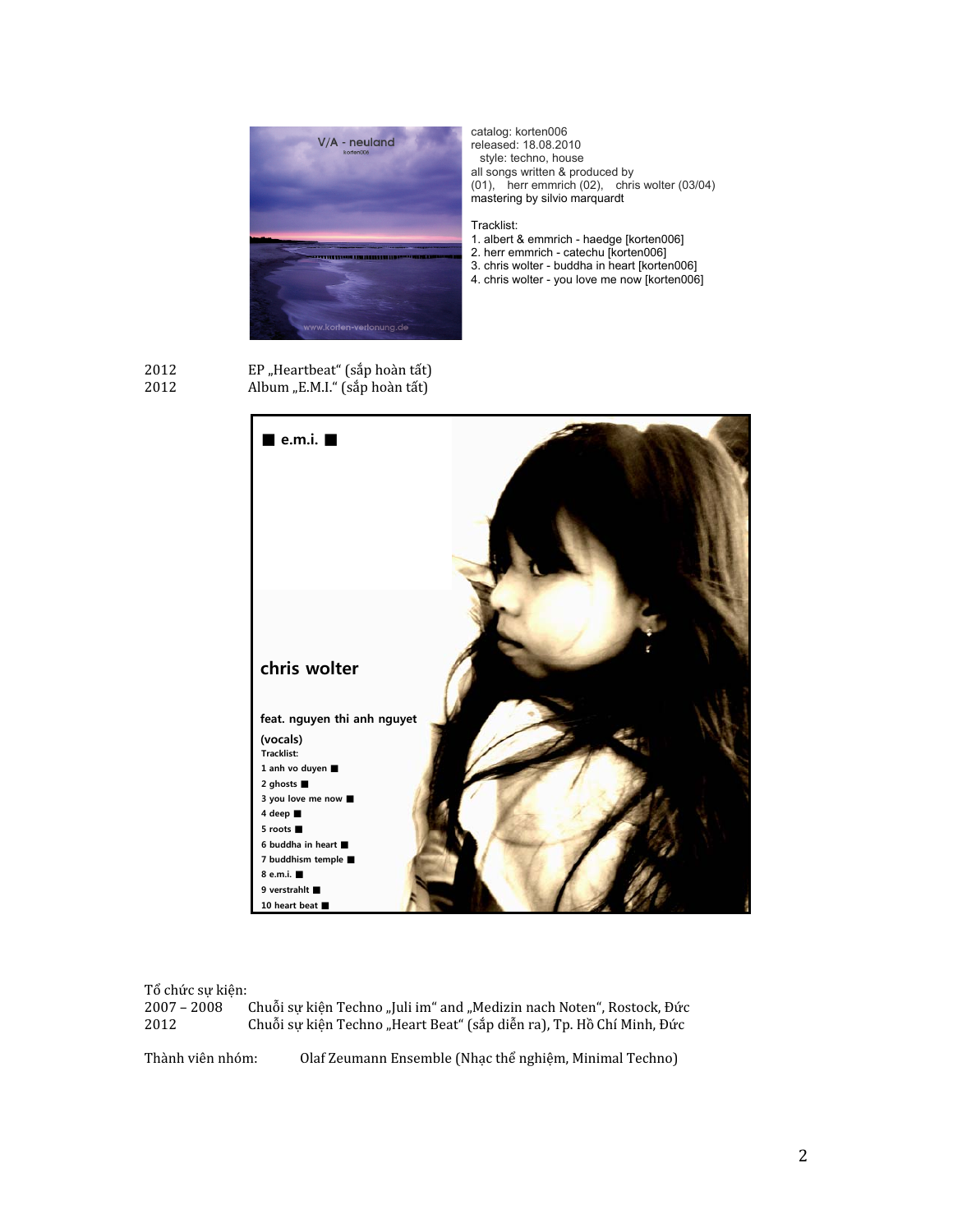catalog: korten006
released: 18.08.2010
style: techno, house
all songs written & produced by
(01), herr emmrich (02), chris wolter (03/04)
mastering by silvio marquardt

Tracklist:
1. albert & emmrich - haedge [korten006]
2. herr emmrich - catechu [korten006]
3. chris wolter - buddha in heart [korten006]
4. chris wolter - you love me now [korten006]

2012 EP „Heartbeat“ (sắp hoàn tất)
2012 Album „E.M.I.“ (sắp hoàn tất)

Tổ chức sự kiện:
2007 – 2008 Chuỗi sự kiện Techno „Juli im“ and „Medizin nach Noten“, Rostock, Đức
2012 Chuỗi sự kiện Techno „Heart Beat“ (sắp diễn ra), Tp. Hồ Chí Minh, Đức

Thành viên nhóm: Olaf Zeumann Ensemble (Nhạc thể nghiệm, Minimal Techno)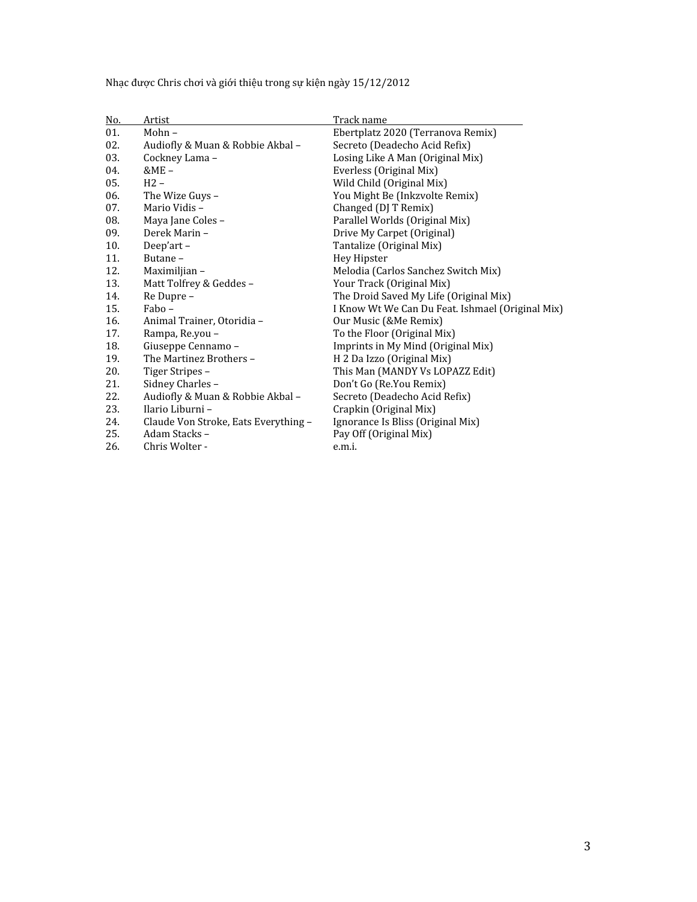Nhạc được Chris chơi và giới thiệu trong sự kiện ngày 15/12/2012

| No. | Artist | Track name |
| --- | --- | --- |
| 01. | Mohn – | Ebertplatz 2020 (Terranova Remix) |
| 02. | Audiofly & Muan & Robbie Akbal – | Secreto (Deadecho Acid Refix) |
| 03. | Cockney Lama – | Losing Like A Man (Original Mix) |
| 04. | &ME – | Everless (Original Mix) |
| 05. | H2 – | Wild Child (Original Mix) |
| 06. | The Wize Guys – | You Might Be (Inkzvolte Remix) |
| 07. | Mario Vidis – | Changed (DJ T Remix) |
| 08. | Maya Jane Coles – | Parallel Worlds (Original Mix) |
| 09. | Derek Marin – | Drive My Carpet (Original) |
| 10. | Deep'art – | Tantalize (Original Mix) |
| 11. | Butane – | Hey Hipster |
| 12. | Maximiljian – | Melodia (Carlos Sanchez Switch Mix) |
| 13. | Matt Tolfrey & Geddes – | Your Track (Original Mix) |
| 14. | Re Dupre – | The Droid Saved My Life (Original Mix) |
| 15. | Fabo – | I Know Wt We Can Du Feat. Ishmael (Original Mix) |
| 16. | Animal Trainer, Otoridia – | Our Music (&Me Remix) |
| 17. | Rampa, Re.you – | To the Floor (Original Mix) |
| 18. | Giuseppe Cennamo – | Imprints in My Mind (Original Mix) |
| 19. | The Martinez Brothers – | H 2 Da Izzo (Original Mix) |
| 20. | Tiger Stripes – | This Man (MANDY Vs LOPAZZ Edit) |
| 21. | Sidney Charles – | Don't Go (Re.You Remix) |
| 22. | Audiofly & Muan & Robbie Akbal – | Secreto (Deadecho Acid Refix) |
| 23. | Ilario Liburni – | Crapkin (Original Mix) |
| 24. | Claude Von Stroke, Eats Everything – | Ignorance Is Bliss (Original Mix) |
| 25. | Adam Stacks – | Pay Off (Original Mix) |
| 26. | Chris Wolter - | e.m.i. |